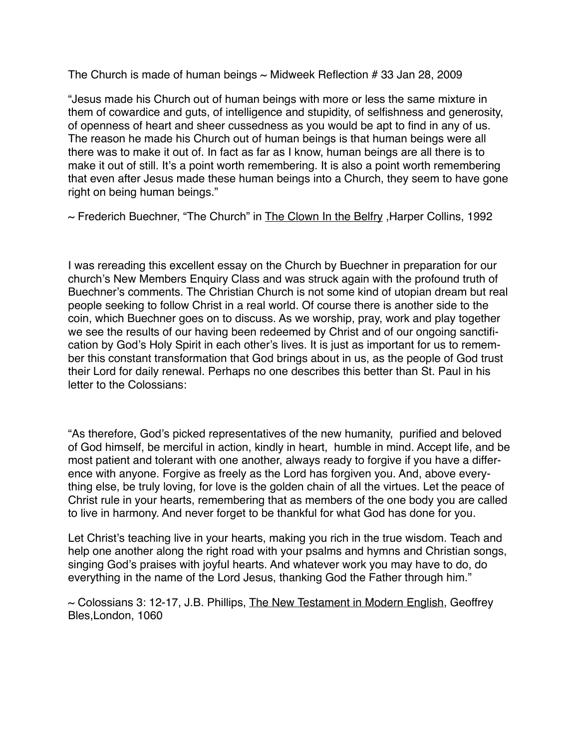The Church is made of human beings ~ Midweek Reflection # 33 Jan 28, 2009

"Jesus made his Church out of human beings with more or less the same mixture in them of cowardice and guts, of intelligence and stupidity, of selfishness and generosity, of openness of heart and sheer cussedness as you would be apt to find in any of us. The reason he made his Church out of human beings is that human beings were all there was to make it out of. In fact as far as I know, human beings are all there is to make it out of still. It's a point worth remembering. It is also a point worth remembering that even after Jesus made these human beings into a Church, they seem to have gone right on being human beings."

~ Frederich Buechner, "The Church" in <u>The Clown In the Belfry</u> ,Harper Collins, 1992

I was rereading this excellent essay on the Church by Buechner in preparation for our church's New Members Enquiry Class and was struck again with the profound truth of Buechner's comments. The Christian Church is not some kind of utopian dream but real people seeking to follow Christ in a real world. Of course there is another side to the coin, which Buechner goes on to discuss. As we worship, pray, work and play together we see the results of our having been redeemed by Christ and of our ongoing sanctification by God's Holy Spirit in each other's lives. It is just as important for us to remember this constant transformation that God brings about in us, as the people of God trust their Lord for daily renewal. Perhaps no one describes this better than St. Paul in his letter to the Colossians:

"As therefore, God's picked representatives of the new humanity, purified and beloved of God himself, be merciful in action, kindly in heart, humble in mind. Accept life, and be most patient and tolerant with one another, always ready to forgive if you have a difference with anyone. Forgive as freely as the Lord has forgiven you. And, above everything else, be truly loving, for love is the golden chain of all the virtues. Let the peace of Christ rule in your hearts, remembering that as members of the one body you are called to live in harmony. And never forget to be thankful for what God has done for you.

Let Christ's teaching live in your hearts, making you rich in the true wisdom. Teach and help one another along the right road with your psalms and hymns and Christian songs, singing God's praises with joyful hearts. And whatever work you may have to do, do everything in the name of the Lord Jesus, thanking God the Father through him."

~ Colossians 3: 12-17, J.B. Phillips, <u>The New Testament in Modern English</u>, Geoffrey Bles,London, 1060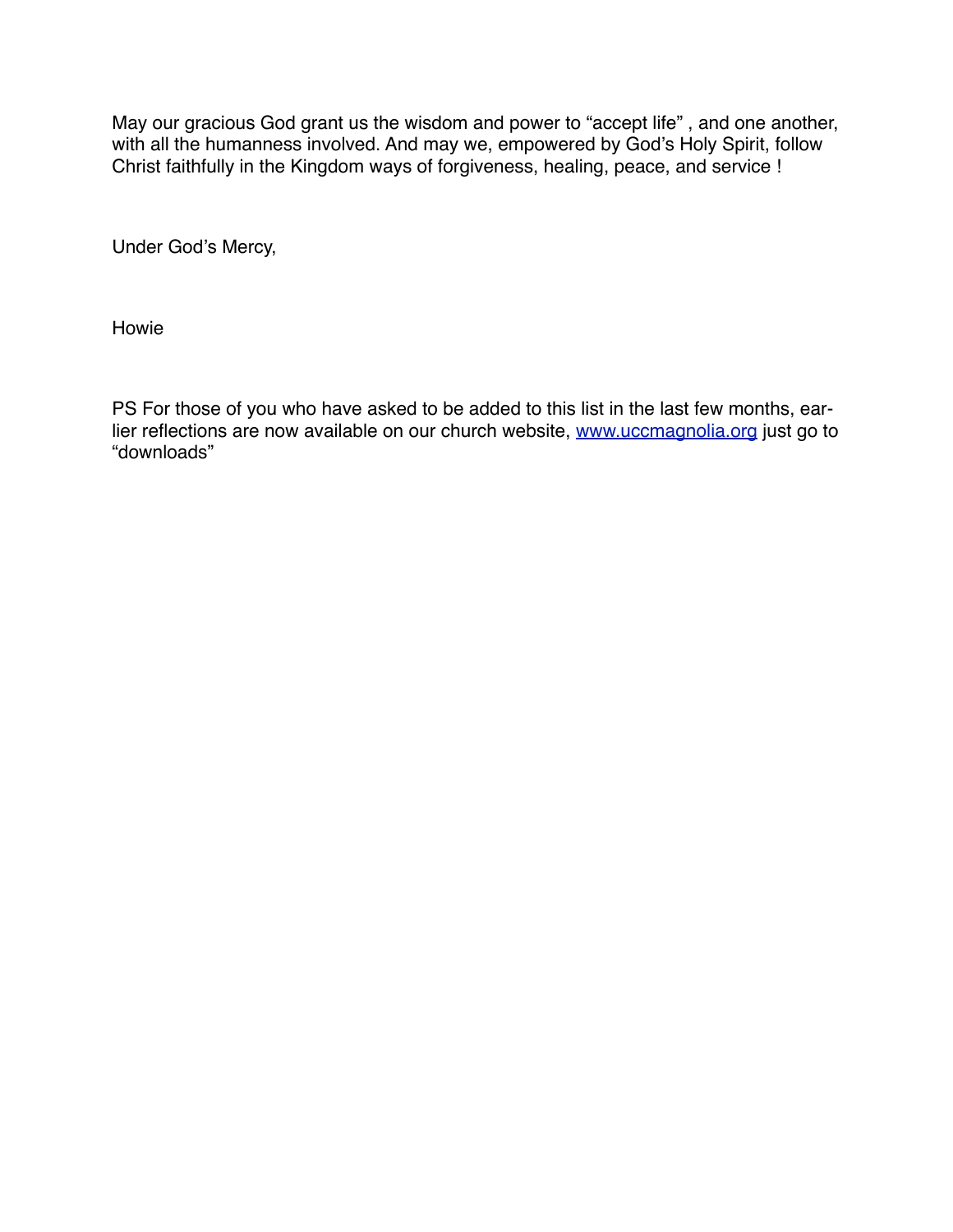May our gracious God grant us the wisdom and power to "accept life" , and one another, with all the humanness involved. And may we, empowered by God's Holy Spirit, follow Christ faithfully in the Kingdom ways of forgiveness, healing, peace, and service !

Under God's Mercy,

Howie

PS For those of you who have asked to be added to this list in the last few months, earlier reflections are now available on our church website, [www.uccmagnolia.org](http://www.uccmagnolia.org) just go to "downloads"